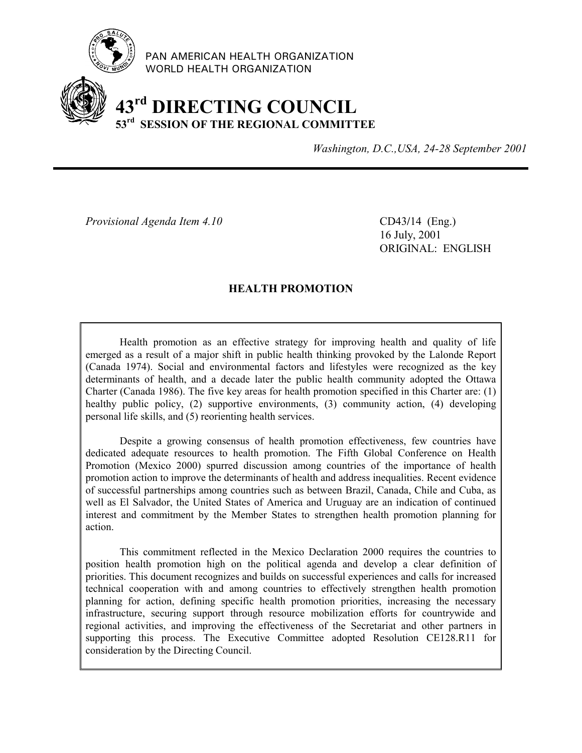PAN AMERICAN HEALTH ORGANIZATION
WORLD HEALTH ORGANIZATION

# 43rd DIRECTING COUNCIL
## 53rd SESSION OF THE REGIONAL COMMITTEE

*Washington, D.C.,USA, 24-28 September 2001*

---

*Provisional Agenda Item 4.10*

CD43/14 (Eng.)
16 July, 2001
ORIGINAL: ENGLISH

### HEALTH PROMOTION

Health promotion as an effective strategy for improving health and quality of life emerged as a result of a major shift in public health thinking provoked by the Lalonde Report (Canada 1974). Social and environmental factors and lifestyles were recognized as the key determinants of health, and a decade later the public health community adopted the Ottawa Charter (Canada 1986). The five key areas for health promotion specified in this Charter are: (1) healthy public policy, (2) supportive environments, (3) community action, (4) developing personal life skills, and (5) reorienting health services.

Despite a growing consensus of health promotion effectiveness, few countries have dedicated adequate resources to health promotion. The Fifth Global Conference on Health Promotion (Mexico 2000) spurred discussion among countries of the importance of health promotion action to improve the determinants of health and address inequalities. Recent evidence of successful partnerships among countries such as between Brazil, Canada, Chile and Cuba, as well as El Salvador, the United States of America and Uruguay are an indication of continued interest and commitment by the Member States to strengthen health promotion planning for action.

This commitment reflected in the Mexico Declaration 2000 requires the countries to position health promotion high on the political agenda and develop a clear definition of priorities. This document recognizes and builds on successful experiences and calls for increased technical cooperation with and among countries to effectively strengthen health promotion planning for action, defining specific health promotion priorities, increasing the necessary infrastructure, securing support through resource mobilization efforts for countrywide and regional activities, and improving the effectiveness of the Secretariat and other partners in supporting this process. The Executive Committee adopted Resolution CE128.R11 for consideration by the Directing Council.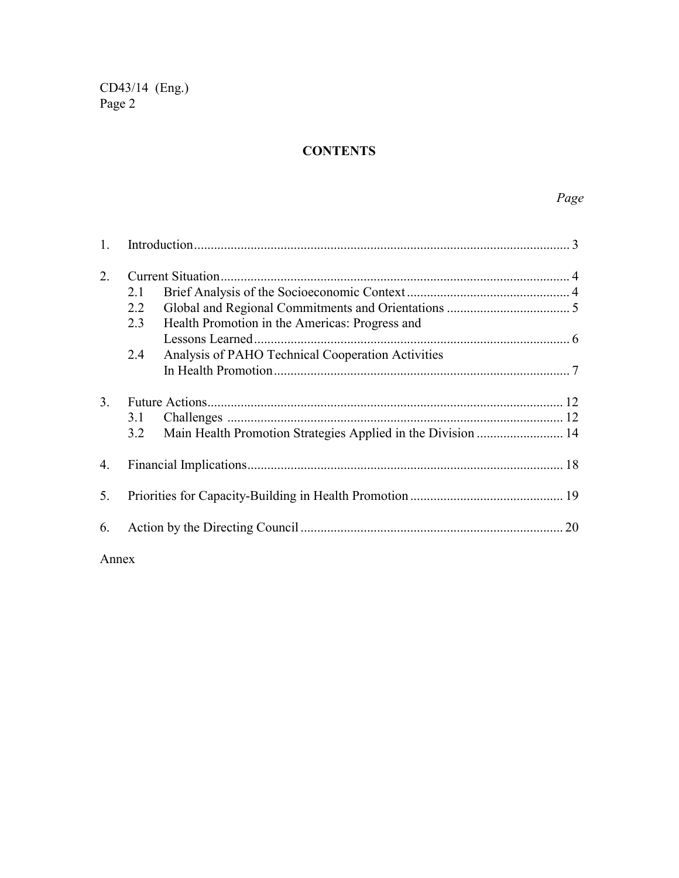# CONTENTS

*Page*

1. Introduction ........................................................................................................ 3

2. Current Situation ................................................................................................. 4
   - 2.1 Brief Analysis of the Socioeconomic Context ................................................ 4
   - 2.2 Global and Regional Commitments and Orientations ..................................... 5
   - 2.3 Health Promotion in the Americas: Progress and Lessons Learned ................................................................................... 6
   - 2.4 Analysis of PAHO Technical Cooperation Activities In Health Promotion ............................................................................ 7

3. Future Actions ..................................................................................................... 12
   - 3.1 Challenges ..................................................................................................... 12
   - 3.2 Main Health Promotion Strategies Applied in the Division .......................... 14

4. Financial Implications ......................................................................................... 18

5. Priorities for Capacity-Building in Health Promotion ........................................ 19

6. Action by the Directing Council .......................................................................... 20

Annex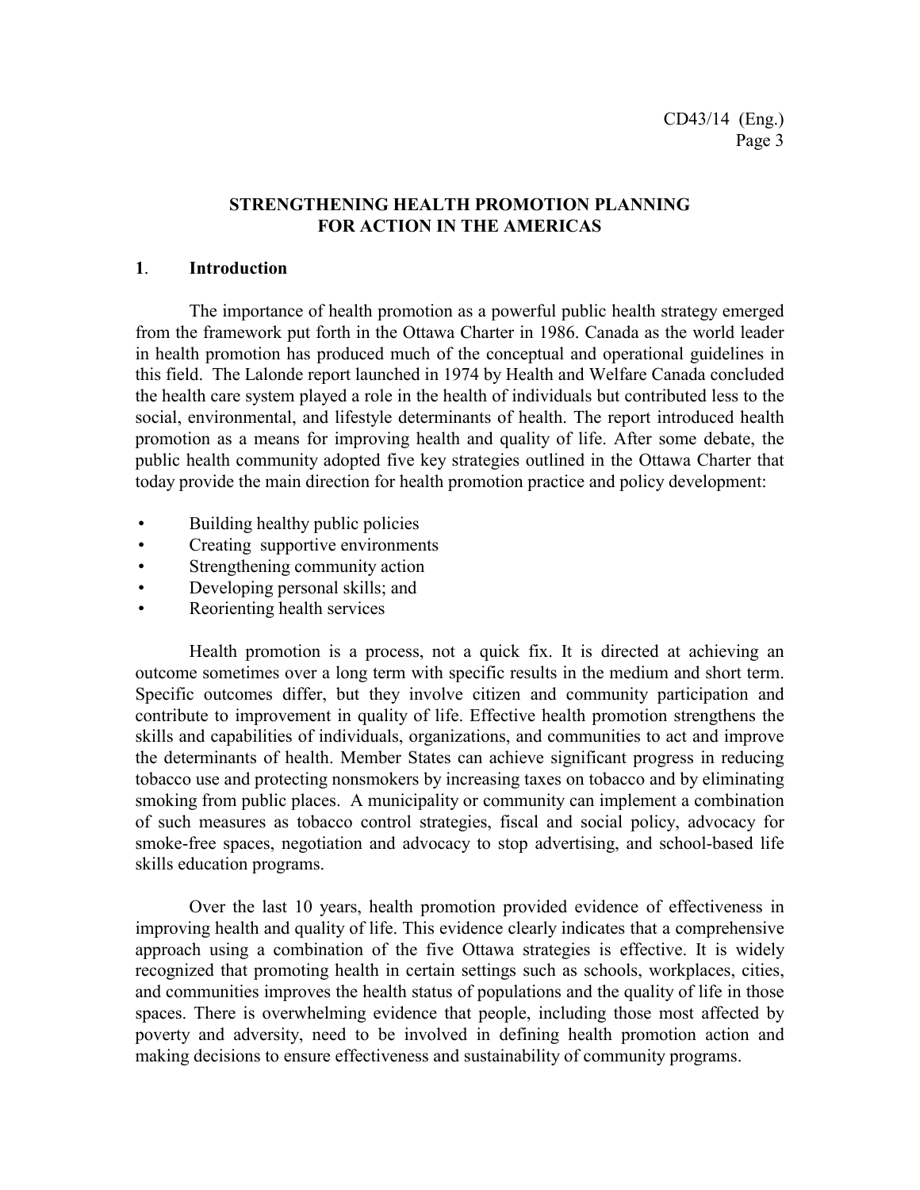# STRENGTHENING HEALTH PROMOTION PLANNING FOR ACTION IN THE AMERICAS

## 1. Introduction

The importance of health promotion as a powerful public health strategy emerged from the framework put forth in the Ottawa Charter in 1986. Canada as the world leader in health promotion has produced much of the conceptual and operational guidelines in this field. The Lalonde report launched in 1974 by Health and Welfare Canada concluded the health care system played a role in the health of individuals but contributed less to the social, environmental, and lifestyle determinants of health. The report introduced health promotion as a means for improving health and quality of life. After some debate, the public health community adopted five key strategies outlined in the Ottawa Charter that today provide the main direction for health promotion practice and policy development:

- Building healthy public policies
- Creating supportive environments
- Strengthening community action
- Developing personal skills; and
- Reorienting health services

Health promotion is a process, not a quick fix. It is directed at achieving an outcome sometimes over a long term with specific results in the medium and short term. Specific outcomes differ, but they involve citizen and community participation and contribute to improvement in quality of life. Effective health promotion strengthens the skills and capabilities of individuals, organizations, and communities to act and improve the determinants of health. Member States can achieve significant progress in reducing tobacco use and protecting nonsmokers by increasing taxes on tobacco and by eliminating smoking from public places. A municipality or community can implement a combination of such measures as tobacco control strategies, fiscal and social policy, advocacy for smoke-free spaces, negotiation and advocacy to stop advertising, and school-based life skills education programs.

Over the last 10 years, health promotion provided evidence of effectiveness in improving health and quality of life. This evidence clearly indicates that a comprehensive approach using a combination of the five Ottawa strategies is effective. It is widely recognized that promoting health in certain settings such as schools, workplaces, cities, and communities improves the health status of populations and the quality of life in those spaces. There is overwhelming evidence that people, including those most affected by poverty and adversity, need to be involved in defining health promotion action and making decisions to ensure effectiveness and sustainability of community programs.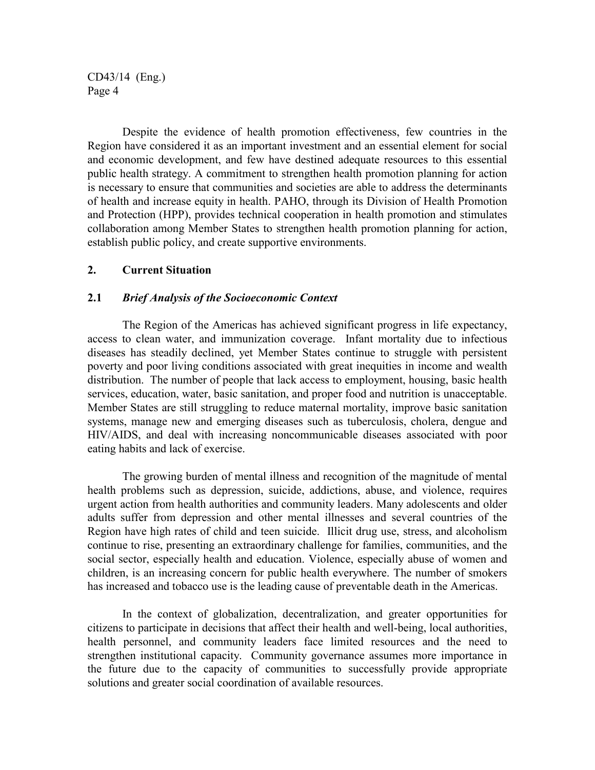Despite the evidence of health promotion effectiveness, few countries in the Region have considered it as an important investment and an essential element for social and economic development, and few have destined adequate resources to this essential public health strategy. A commitment to strengthen health promotion planning for action is necessary to ensure that communities and societies are able to address the determinants of health and increase equity in health. PAHO, through its Division of Health Promotion and Protection (HPP), provides technical cooperation in health promotion and stimulates collaboration among Member States to strengthen health promotion planning for action, establish public policy, and create supportive environments.

## 2. Current Situation

### 2.1 *Brief Analysis of the Socioeconomic Context*

The Region of the Americas has achieved significant progress in life expectancy, access to clean water, and immunization coverage. Infant mortality due to infectious diseases has steadily declined, yet Member States continue to struggle with persistent poverty and poor living conditions associated with great inequities in income and wealth distribution. The number of people that lack access to employment, housing, basic health services, education, water, basic sanitation, and proper food and nutrition is unacceptable. Member States are still struggling to reduce maternal mortality, improve basic sanitation systems, manage new and emerging diseases such as tuberculosis, cholera, dengue and HIV/AIDS, and deal with increasing noncommunicable diseases associated with poor eating habits and lack of exercise.

The growing burden of mental illness and recognition of the magnitude of mental health problems such as depression, suicide, addictions, abuse, and violence, requires urgent action from health authorities and community leaders. Many adolescents and older adults suffer from depression and other mental illnesses and several countries of the Region have high rates of child and teen suicide. Illicit drug use, stress, and alcoholism continue to rise, presenting an extraordinary challenge for families, communities, and the social sector, especially health and education. Violence, especially abuse of women and children, is an increasing concern for public health everywhere. The number of smokers has increased and tobacco use is the leading cause of preventable death in the Americas.

In the context of globalization, decentralization, and greater opportunities for citizens to participate in decisions that affect their health and well-being, local authorities, health personnel, and community leaders face limited resources and the need to strengthen institutional capacity. Community governance assumes more importance in the future due to the capacity of communities to successfully provide appropriate solutions and greater social coordination of available resources.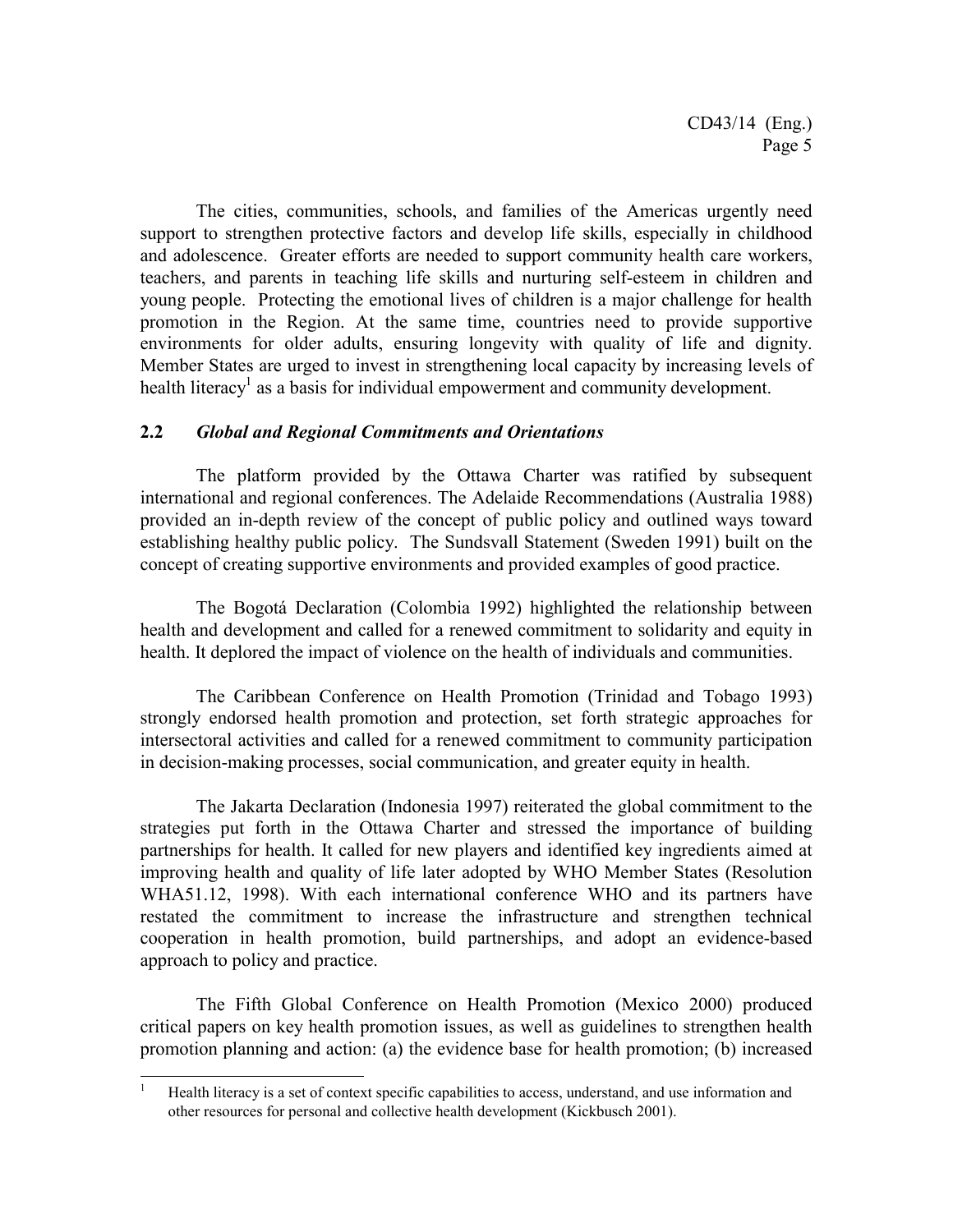The cities, communities, schools, and families of the Americas urgently need support to strengthen protective factors and develop life skills, especially in childhood and adolescence. Greater efforts are needed to support community health care workers, teachers, and parents in teaching life skills and nurturing self-esteem in children and young people. Protecting the emotional lives of children is a major challenge for health promotion in the Region. At the same time, countries need to provide supportive environments for older adults, ensuring longevity with quality of life and dignity. Member States are urged to invest in strengthening local capacity by increasing levels of health literacy[1] as a basis for individual empowerment and community development.

### 2.2 *Global and Regional Commitments and Orientations*

The platform provided by the Ottawa Charter was ratified by subsequent international and regional conferences. The Adelaide Recommendations (Australia 1988) provided an in-depth review of the concept of public policy and outlined ways toward establishing healthy public policy. The Sundsvall Statement (Sweden 1991) built on the concept of creating supportive environments and provided examples of good practice.

The Bogotá Declaration (Colombia 1992) highlighted the relationship between health and development and called for a renewed commitment to solidarity and equity in health. It deplored the impact of violence on the health of individuals and communities.

The Caribbean Conference on Health Promotion (Trinidad and Tobago 1993) strongly endorsed health promotion and protection, set forth strategic approaches for intersectoral activities and called for a renewed commitment to community participation in decision-making processes, social communication, and greater equity in health.

The Jakarta Declaration (Indonesia 1997) reiterated the global commitment to the strategies put forth in the Ottawa Charter and stressed the importance of building partnerships for health. It called for new players and identified key ingredients aimed at improving health and quality of life later adopted by WHO Member States (Resolution WHA51.12, 1998). With each international conference WHO and its partners have restated the commitment to increase the infrastructure and strengthen technical cooperation in health promotion, build partnerships, and adopt an evidence-based approach to policy and practice.

The Fifth Global Conference on Health Promotion (Mexico 2000) produced critical papers on key health promotion issues, as well as guidelines to strengthen health promotion planning and action: (a) the evidence base for health promotion; (b) increased

---

[1] Health literacy is a set of context specific capabilities to access, understand, and use information and other resources for personal and collective health development (Kickbusch 2001).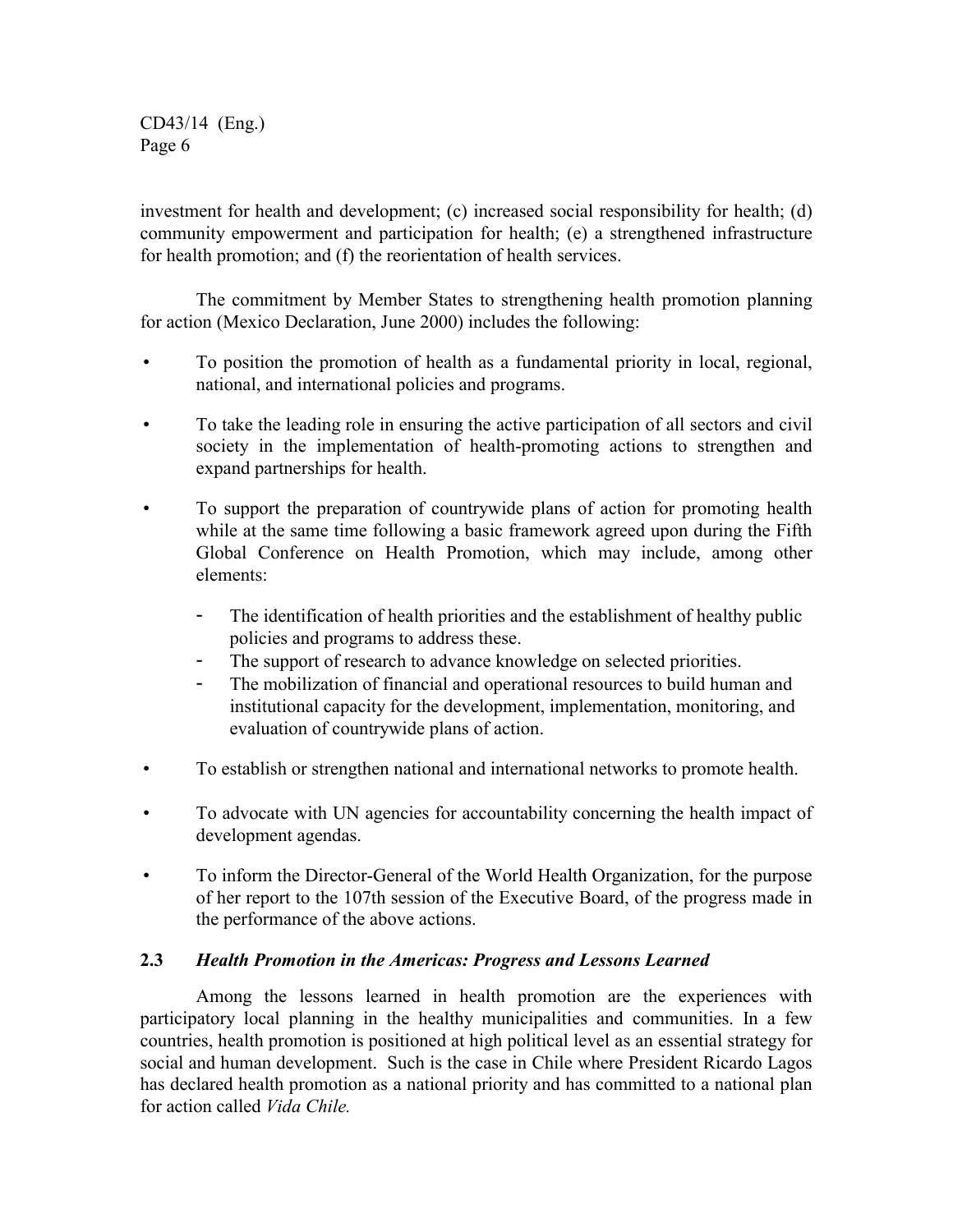investment for health and development; (c) increased social responsibility for health; (d) community empowerment and participation for health; (e) a strengthened infrastructure for health promotion; and (f) the reorientation of health services.

The commitment by Member States to strengthening health promotion planning for action (Mexico Declaration, June 2000) includes the following:

- To position the promotion of health as a fundamental priority in local, regional, national, and international policies and programs.
- To take the leading role in ensuring the active participation of all sectors and civil society in the implementation of health-promoting actions to strengthen and expand partnerships for health.
- To support the preparation of countrywide plans of action for promoting health while at the same time following a basic framework agreed upon during the Fifth Global Conference on Health Promotion, which may include, among other elements:
    - The identification of health priorities and the establishment of healthy public policies and programs to address these.
    - The support of research to advance knowledge on selected priorities.
    - The mobilization of financial and operational resources to build human and institutional capacity for the development, implementation, monitoring, and evaluation of countrywide plans of action.
- To establish or strengthen national and international networks to promote health.
- To advocate with UN agencies for accountability concerning the health impact of development agendas.
- To inform the Director-General of the World Health Organization, for the purpose of her report to the 107th session of the Executive Board, of the progress made in the performance of the above actions.

### 2.3 *Health Promotion in the Americas: Progress and Lessons Learned*

Among the lessons learned in health promotion are the experiences with participatory local planning in the healthy municipalities and communities. In a few countries, health promotion is positioned at high political level as an essential strategy for social and human development. Such is the case in Chile where President Ricardo Lagos has declared health promotion as a national priority and has committed to a national plan for action called *Vida Chile.*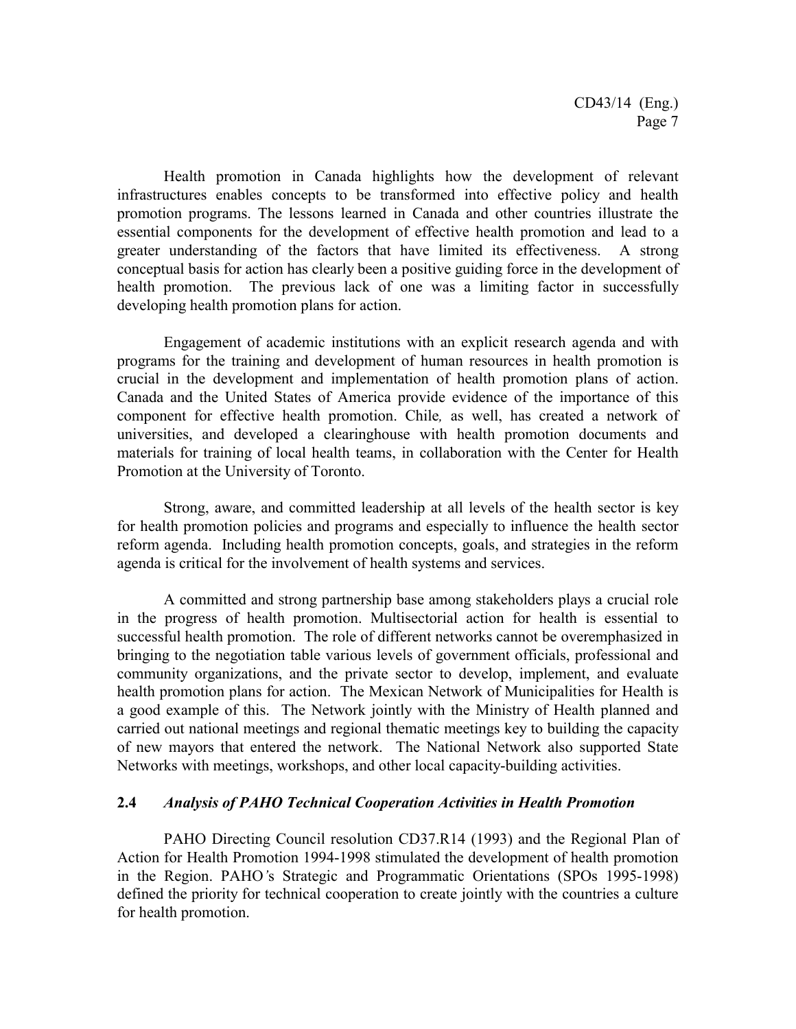Health promotion in Canada highlights how the development of relevant infrastructures enables concepts to be transformed into effective policy and health promotion programs. The lessons learned in Canada and other countries illustrate the essential components for the development of effective health promotion and lead to a greater understanding of the factors that have limited its effectiveness. A strong conceptual basis for action has clearly been a positive guiding force in the development of health promotion. The previous lack of one was a limiting factor in successfully developing health promotion plans for action.

Engagement of academic institutions with an explicit research agenda and with programs for the training and development of human resources in health promotion is crucial in the development and implementation of health promotion plans of action. Canada and the United States of America provide evidence of the importance of this component for effective health promotion. Chile*,* as well, has created a network of universities, and developed a clearinghouse with health promotion documents and materials for training of local health teams, in collaboration with the Center for Health Promotion at the University of Toronto.

Strong, aware, and committed leadership at all levels of the health sector is key for health promotion policies and programs and especially to influence the health sector reform agenda. Including health promotion concepts, goals, and strategies in the reform agenda is critical for the involvement of health systems and services.

A committed and strong partnership base among stakeholders plays a crucial role in the progress of health promotion. Multisectorial action for health is essential to successful health promotion. The role of different networks cannot be overemphasized in bringing to the negotiation table various levels of government officials, professional and community organizations, and the private sector to develop, implement, and evaluate health promotion plans for action. The Mexican Network of Municipalities for Health is a good example of this. The Network jointly with the Ministry of Health planned and carried out national meetings and regional thematic meetings key to building the capacity of new mayors that entered the network. The National Network also supported State Networks with meetings, workshops, and other local capacity-building activities.

### 2.4 *Analysis of PAHO Technical Cooperation Activities in Health Promotion*

PAHO Directing Council resolution CD37.R14 (1993) and the Regional Plan of Action for Health Promotion 1994-1998 stimulated the development of health promotion in the Region. PAHO*'*s Strategic and Programmatic Orientations (SPOs 1995-1998) defined the priority for technical cooperation to create jointly with the countries a culture for health promotion.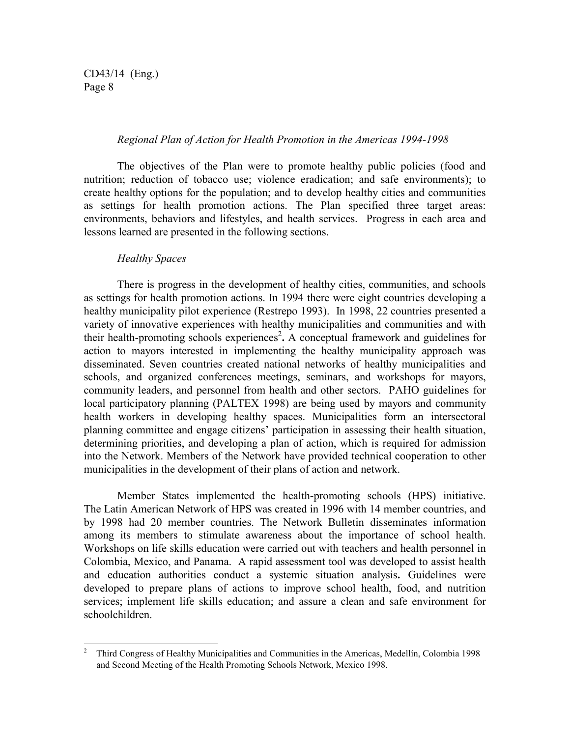*Regional Plan of Action for Health Promotion in the Americas 1994-1998*

The objectives of the Plan were to promote healthy public policies (food and nutrition; reduction of tobacco use; violence eradication; and safe environments); to create healthy options for the population; and to develop healthy cities and communities as settings for health promotion actions. The Plan specified three target areas: environments, behaviors and lifestyles, and health services. Progress in each area and lessons learned are presented in the following sections.

*Healthy Spaces*

There is progress in the development of healthy cities, communities, and schools as settings for health promotion actions. In 1994 there were eight countries developing a healthy municipality pilot experience (Restrepo 1993). In 1998, 22 countries presented a variety of innovative experiences with healthy municipalities and communities and with their health-promoting schools experiences[2]**.** A conceptual framework and guidelines for action to mayors interested in implementing the healthy municipality approach was disseminated. Seven countries created national networks of healthy municipalities and schools, and organized conferences meetings, seminars, and workshops for mayors, community leaders, and personnel from health and other sectors. PAHO guidelines for local participatory planning (PALTEX 1998) are being used by mayors and community health workers in developing healthy spaces. Municipalities form an intersectoral planning committee and engage citizens' participation in assessing their health situation, determining priorities, and developing a plan of action, which is required for admission into the Network. Members of the Network have provided technical cooperation to other municipalities in the development of their plans of action and network.

Member States implemented the health-promoting schools (HPS) initiative. The Latin American Network of HPS was created in 1996 with 14 member countries, and by 1998 had 20 member countries. The Network Bulletin disseminates information among its members to stimulate awareness about the importance of school health. Workshops on life skills education were carried out with teachers and health personnel in Colombia, Mexico, and Panama. A rapid assessment tool was developed to assist health and education authorities conduct a systemic situation analysis**.** Guidelines were developed to prepare plans of actions to improve school health, food, and nutrition services; implement life skills education; and assure a clean and safe environment for schoolchildren.

---

[2] Third Congress of Healthy Municipalities and Communities in the Americas, Medellín, Colombia 1998 and Second Meeting of the Health Promoting Schools Network, Mexico 1998.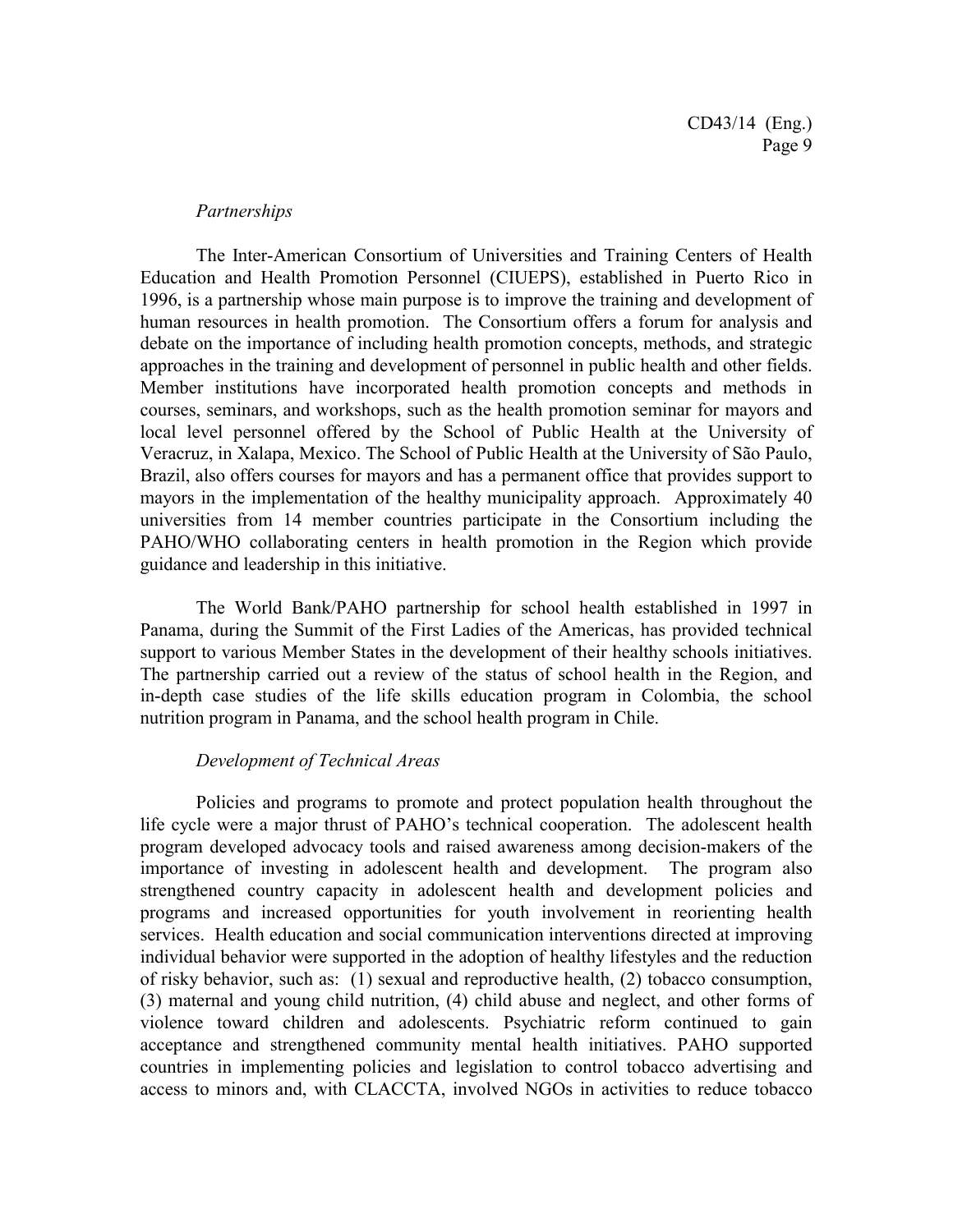*Partnerships*

The Inter-American Consortium of Universities and Training Centers of Health Education and Health Promotion Personnel (CIUEPS), established in Puerto Rico in 1996, is a partnership whose main purpose is to improve the training and development of human resources in health promotion. The Consortium offers a forum for analysis and debate on the importance of including health promotion concepts, methods, and strategic approaches in the training and development of personnel in public health and other fields. Member institutions have incorporated health promotion concepts and methods in courses, seminars, and workshops, such as the health promotion seminar for mayors and local level personnel offered by the School of Public Health at the University of Veracruz, in Xalapa, Mexico. The School of Public Health at the University of São Paulo, Brazil, also offers courses for mayors and has a permanent office that provides support to mayors in the implementation of the healthy municipality approach. Approximately 40 universities from 14 member countries participate in the Consortium including the PAHO/WHO collaborating centers in health promotion in the Region which provide guidance and leadership in this initiative.

The World Bank/PAHO partnership for school health established in 1997 in Panama, during the Summit of the First Ladies of the Americas, has provided technical support to various Member States in the development of their healthy schools initiatives. The partnership carried out a review of the status of school health in the Region, and in-depth case studies of the life skills education program in Colombia, the school nutrition program in Panama, and the school health program in Chile.

*Development of Technical Areas*

Policies and programs to promote and protect population health throughout the life cycle were a major thrust of PAHO's technical cooperation. The adolescent health program developed advocacy tools and raised awareness among decision-makers of the importance of investing in adolescent health and development. The program also strengthened country capacity in adolescent health and development policies and programs and increased opportunities for youth involvement in reorienting health services. Health education and social communication interventions directed at improving individual behavior were supported in the adoption of healthy lifestyles and the reduction of risky behavior, such as: (1) sexual and reproductive health, (2) tobacco consumption, (3) maternal and young child nutrition, (4) child abuse and neglect, and other forms of violence toward children and adolescents. Psychiatric reform continued to gain acceptance and strengthened community mental health initiatives. PAHO supported countries in implementing policies and legislation to control tobacco advertising and access to minors and, with CLACCTA, involved NGOs in activities to reduce tobacco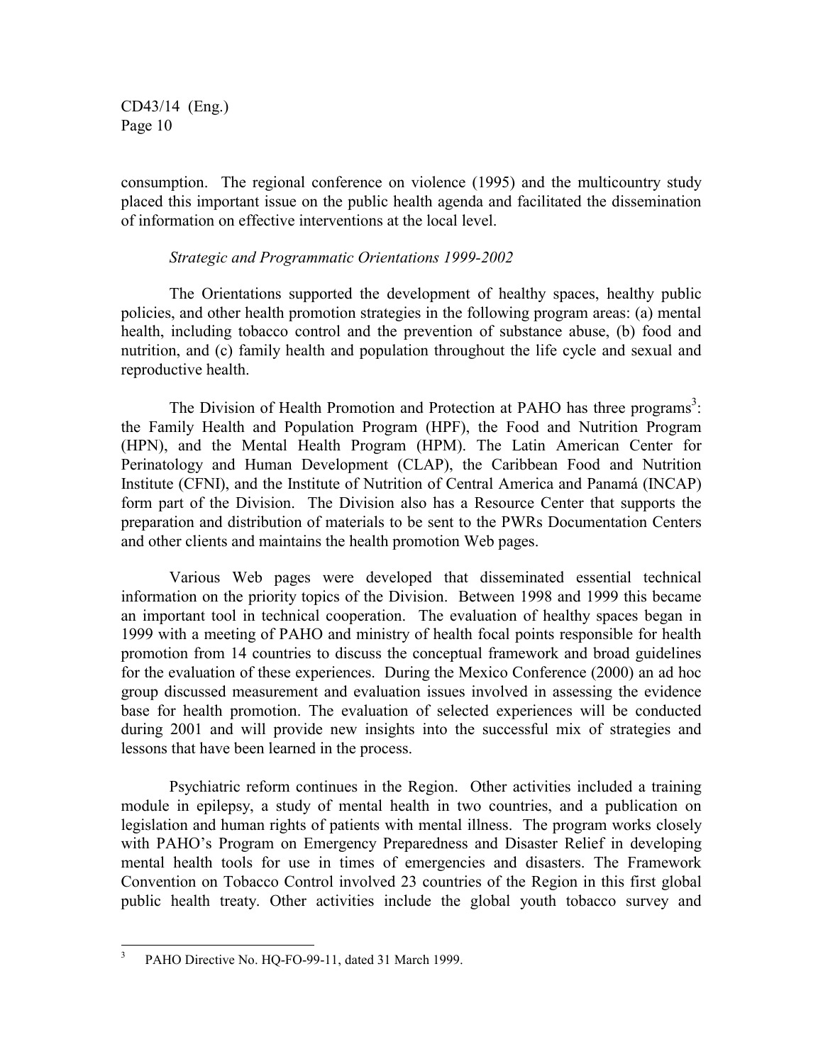consumption. The regional conference on violence (1995) and the multicountry study placed this important issue on the public health agenda and facilitated the dissemination of information on effective interventions at the local level.

*Strategic and Programmatic Orientations 1999-2002*

The Orientations supported the development of healthy spaces, healthy public policies, and other health promotion strategies in the following program areas: (a) mental health, including tobacco control and the prevention of substance abuse, (b) food and nutrition, and (c) family health and population throughout the life cycle and sexual and reproductive health.

The Division of Health Promotion and Protection at PAHO has three programs[3]: the Family Health and Population Program (HPF), the Food and Nutrition Program (HPN), and the Mental Health Program (HPM). The Latin American Center for Perinatology and Human Development (CLAP), the Caribbean Food and Nutrition Institute (CFNI), and the Institute of Nutrition of Central America and Panamá (INCAP) form part of the Division. The Division also has a Resource Center that supports the preparation and distribution of materials to be sent to the PWRs Documentation Centers and other clients and maintains the health promotion Web pages.

Various Web pages were developed that disseminated essential technical information on the priority topics of the Division. Between 1998 and 1999 this became an important tool in technical cooperation. The evaluation of healthy spaces began in 1999 with a meeting of PAHO and ministry of health focal points responsible for health promotion from 14 countries to discuss the conceptual framework and broad guidelines for the evaluation of these experiences. During the Mexico Conference (2000) an ad hoc group discussed measurement and evaluation issues involved in assessing the evidence base for health promotion. The evaluation of selected experiences will be conducted during 2001 and will provide new insights into the successful mix of strategies and lessons that have been learned in the process.

Psychiatric reform continues in the Region. Other activities included a training module in epilepsy, a study of mental health in two countries, and a publication on legislation and human rights of patients with mental illness. The program works closely with PAHO's Program on Emergency Preparedness and Disaster Relief in developing mental health tools for use in times of emergencies and disasters. The Framework Convention on Tobacco Control involved 23 countries of the Region in this first global public health treaty. Other activities include the global youth tobacco survey and

---

[3] PAHO Directive No. HQ-FO-99-11, dated 31 March 1999.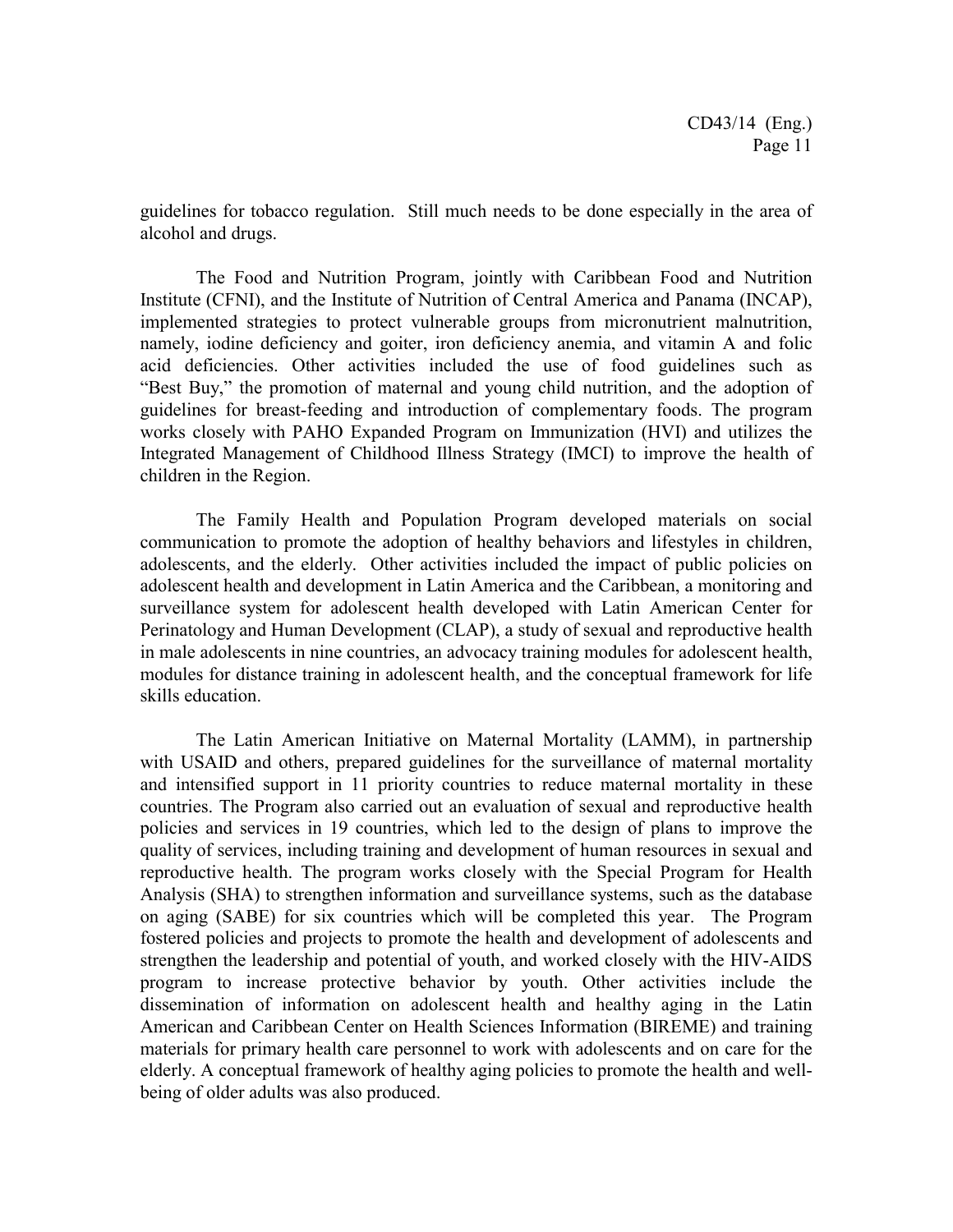guidelines for tobacco regulation. Still much needs to be done especially in the area of alcohol and drugs.

The Food and Nutrition Program, jointly with Caribbean Food and Nutrition Institute (CFNI), and the Institute of Nutrition of Central America and Panama (INCAP), implemented strategies to protect vulnerable groups from micronutrient malnutrition, namely, iodine deficiency and goiter, iron deficiency anemia, and vitamin A and folic acid deficiencies. Other activities included the use of food guidelines such as "Best Buy," the promotion of maternal and young child nutrition, and the adoption of guidelines for breast-feeding and introduction of complementary foods. The program works closely with PAHO Expanded Program on Immunization (HVI) and utilizes the Integrated Management of Childhood Illness Strategy (IMCI) to improve the health of children in the Region.

The Family Health and Population Program developed materials on social communication to promote the adoption of healthy behaviors and lifestyles in children, adolescents, and the elderly. Other activities included the impact of public policies on adolescent health and development in Latin America and the Caribbean, a monitoring and surveillance system for adolescent health developed with Latin American Center for Perinatology and Human Development (CLAP), a study of sexual and reproductive health in male adolescents in nine countries, an advocacy training modules for adolescent health, modules for distance training in adolescent health, and the conceptual framework for life skills education.

The Latin American Initiative on Maternal Mortality (LAMM), in partnership with USAID and others, prepared guidelines for the surveillance of maternal mortality and intensified support in 11 priority countries to reduce maternal mortality in these countries. The Program also carried out an evaluation of sexual and reproductive health policies and services in 19 countries, which led to the design of plans to improve the quality of services, including training and development of human resources in sexual and reproductive health. The program works closely with the Special Program for Health Analysis (SHA) to strengthen information and surveillance systems, such as the database on aging (SABE) for six countries which will be completed this year. The Program fostered policies and projects to promote the health and development of adolescents and strengthen the leadership and potential of youth, and worked closely with the HIV-AIDS program to increase protective behavior by youth. Other activities include the dissemination of information on adolescent health and healthy aging in the Latin American and Caribbean Center on Health Sciences Information (BIREME) and training materials for primary health care personnel to work with adolescents and on care for the elderly. A conceptual framework of healthy aging policies to promote the health and well-being of older adults was also produced.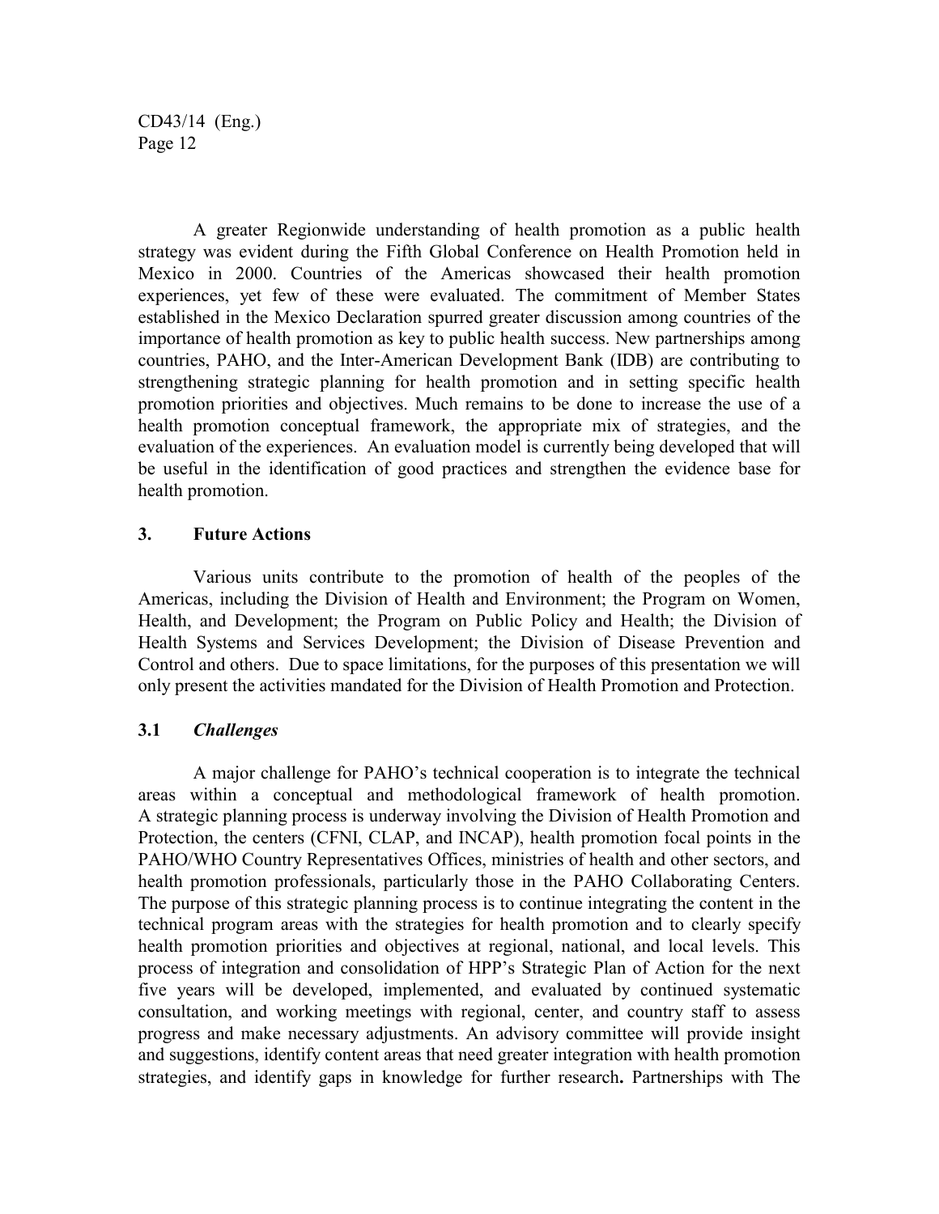A greater Regionwide understanding of health promotion as a public health strategy was evident during the Fifth Global Conference on Health Promotion held in Mexico in 2000. Countries of the Americas showcased their health promotion experiences, yet few of these were evaluated. The commitment of Member States established in the Mexico Declaration spurred greater discussion among countries of the importance of health promotion as key to public health success. New partnerships among countries, PAHO, and the Inter-American Development Bank (IDB) are contributing to strengthening strategic planning for health promotion and in setting specific health promotion priorities and objectives. Much remains to be done to increase the use of a health promotion conceptual framework, the appropriate mix of strategies, and the evaluation of the experiences. An evaluation model is currently being developed that will be useful in the identification of good practices and strengthen the evidence base for health promotion.

## 3. Future Actions

Various units contribute to the promotion of health of the peoples of the Americas, including the Division of Health and Environment; the Program on Women, Health, and Development; the Program on Public Policy and Health; the Division of Health Systems and Services Development; the Division of Disease Prevention and Control and others. Due to space limitations, for the purposes of this presentation we will only present the activities mandated for the Division of Health Promotion and Protection.

### 3.1 *Challenges*

A major challenge for PAHO's technical cooperation is to integrate the technical areas within a conceptual and methodological framework of health promotion. A strategic planning process is underway involving the Division of Health Promotion and Protection, the centers (CFNI, CLAP, and INCAP), health promotion focal points in the PAHO/WHO Country Representatives Offices, ministries of health and other sectors, and health promotion professionals, particularly those in the PAHO Collaborating Centers. The purpose of this strategic planning process is to continue integrating the content in the technical program areas with the strategies for health promotion and to clearly specify health promotion priorities and objectives at regional, national, and local levels. This process of integration and consolidation of HPP's Strategic Plan of Action for the next five years will be developed, implemented, and evaluated by continued systematic consultation, and working meetings with regional, center, and country staff to assess progress and make necessary adjustments. An advisory committee will provide insight and suggestions, identify content areas that need greater integration with health promotion strategies, and identify gaps in knowledge for further research**.** Partnerships with The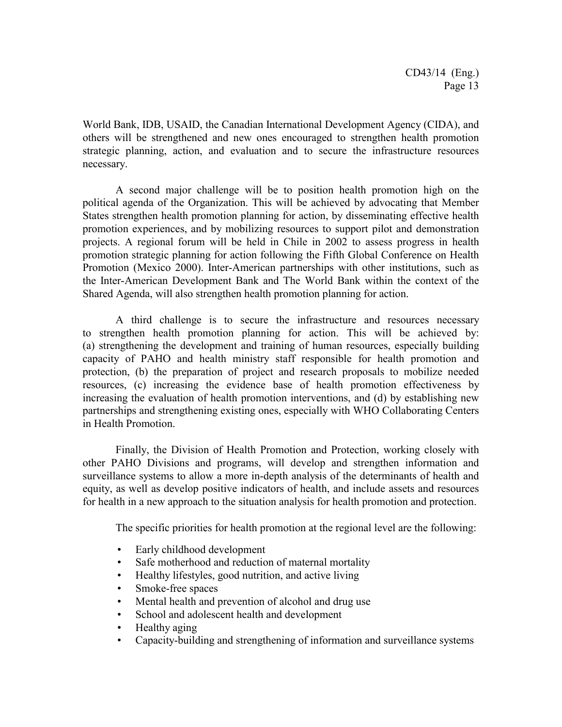World Bank, IDB, USAID, the Canadian International Development Agency (CIDA), and others will be strengthened and new ones encouraged to strengthen health promotion strategic planning, action, and evaluation and to secure the infrastructure resources necessary.

A second major challenge will be to position health promotion high on the political agenda of the Organization. This will be achieved by advocating that Member States strengthen health promotion planning for action, by disseminating effective health promotion experiences, and by mobilizing resources to support pilot and demonstration projects. A regional forum will be held in Chile in 2002 to assess progress in health promotion strategic planning for action following the Fifth Global Conference on Health Promotion (Mexico 2000). Inter-American partnerships with other institutions, such as the Inter-American Development Bank and The World Bank within the context of the Shared Agenda, will also strengthen health promotion planning for action.

A third challenge is to secure the infrastructure and resources necessary to strengthen health promotion planning for action. This will be achieved by: (a) strengthening the development and training of human resources, especially building capacity of PAHO and health ministry staff responsible for health promotion and protection, (b) the preparation of project and research proposals to mobilize needed resources, (c) increasing the evidence base of health promotion effectiveness by increasing the evaluation of health promotion interventions, and (d) by establishing new partnerships and strengthening existing ones, especially with WHO Collaborating Centers in Health Promotion.

Finally, the Division of Health Promotion and Protection, working closely with other PAHO Divisions and programs, will develop and strengthen information and surveillance systems to allow a more in-depth analysis of the determinants of health and equity, as well as develop positive indicators of health, and include assets and resources for health in a new approach to the situation analysis for health promotion and protection.

The specific priorities for health promotion at the regional level are the following:

- Early childhood development
- Safe motherhood and reduction of maternal mortality
- Healthy lifestyles, good nutrition, and active living
- Smoke-free spaces
- Mental health and prevention of alcohol and drug use
- School and adolescent health and development
- Healthy aging
- Capacity-building and strengthening of information and surveillance systems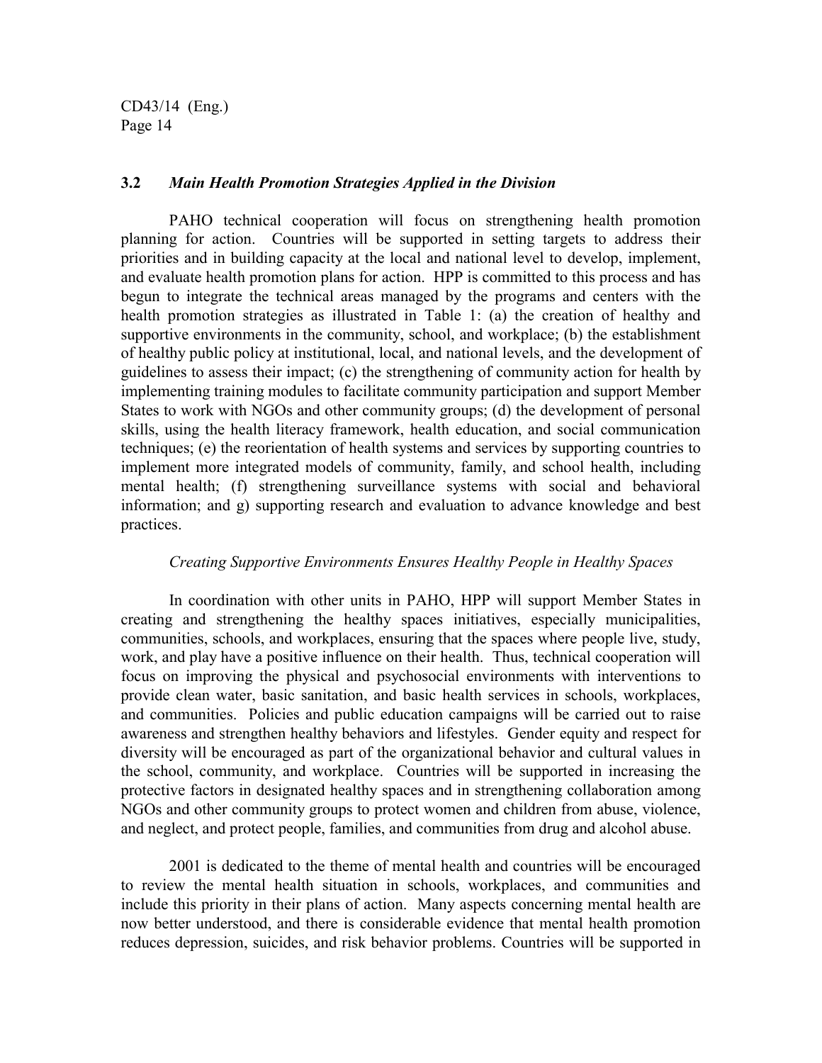### 3.2 *Main Health Promotion Strategies Applied in the Division*

PAHO technical cooperation will focus on strengthening health promotion planning for action. Countries will be supported in setting targets to address their priorities and in building capacity at the local and national level to develop, implement, and evaluate health promotion plans for action. HPP is committed to this process and has begun to integrate the technical areas managed by the programs and centers with the health promotion strategies as illustrated in Table 1: (a) the creation of healthy and supportive environments in the community, school, and workplace; (b) the establishment of healthy public policy at institutional, local, and national levels, and the development of guidelines to assess their impact; (c) the strengthening of community action for health by implementing training modules to facilitate community participation and support Member States to work with NGOs and other community groups; (d) the development of personal skills, using the health literacy framework, health education, and social communication techniques; (e) the reorientation of health systems and services by supporting countries to implement more integrated models of community, family, and school health, including mental health; (f) strengthening surveillance systems with social and behavioral information; and g) supporting research and evaluation to advance knowledge and best practices.

*Creating Supportive Environments Ensures Healthy People in Healthy Spaces*

In coordination with other units in PAHO, HPP will support Member States in creating and strengthening the healthy spaces initiatives, especially municipalities, communities, schools, and workplaces, ensuring that the spaces where people live, study, work, and play have a positive influence on their health. Thus, technical cooperation will focus on improving the physical and psychosocial environments with interventions to provide clean water, basic sanitation, and basic health services in schools, workplaces, and communities. Policies and public education campaigns will be carried out to raise awareness and strengthen healthy behaviors and lifestyles. Gender equity and respect for diversity will be encouraged as part of the organizational behavior and cultural values in the school, community, and workplace. Countries will be supported in increasing the protective factors in designated healthy spaces and in strengthening collaboration among NGOs and other community groups to protect women and children from abuse, violence, and neglect, and protect people, families, and communities from drug and alcohol abuse.

2001 is dedicated to the theme of mental health and countries will be encouraged to review the mental health situation in schools, workplaces, and communities and include this priority in their plans of action. Many aspects concerning mental health are now better understood, and there is considerable evidence that mental health promotion reduces depression, suicides, and risk behavior problems. Countries will be supported in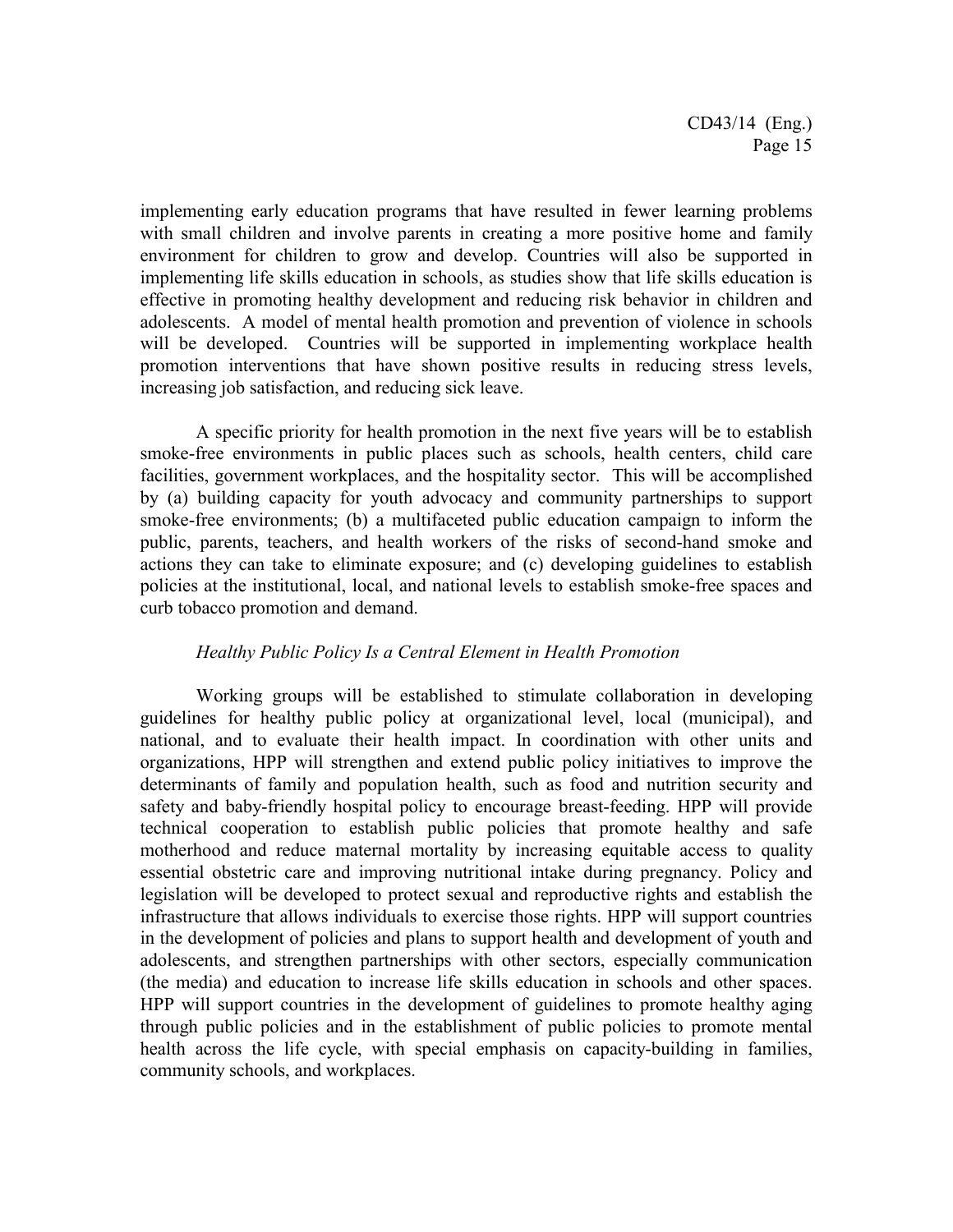implementing early education programs that have resulted in fewer learning problems with small children and involve parents in creating a more positive home and family environment for children to grow and develop. Countries will also be supported in implementing life skills education in schools, as studies show that life skills education is effective in promoting healthy development and reducing risk behavior in children and adolescents. A model of mental health promotion and prevention of violence in schools will be developed. Countries will be supported in implementing workplace health promotion interventions that have shown positive results in reducing stress levels, increasing job satisfaction, and reducing sick leave.

A specific priority for health promotion in the next five years will be to establish smoke-free environments in public places such as schools, health centers, child care facilities, government workplaces, and the hospitality sector. This will be accomplished by (a) building capacity for youth advocacy and community partnerships to support smoke-free environments; (b) a multifaceted public education campaign to inform the public, parents, teachers, and health workers of the risks of second-hand smoke and actions they can take to eliminate exposure; and (c) developing guidelines to establish policies at the institutional, local, and national levels to establish smoke-free spaces and curb tobacco promotion and demand.

*Healthy Public Policy Is a Central Element in Health Promotion*

Working groups will be established to stimulate collaboration in developing guidelines for healthy public policy at organizational level, local (municipal), and national, and to evaluate their health impact. In coordination with other units and organizations, HPP will strengthen and extend public policy initiatives to improve the determinants of family and population health, such as food and nutrition security and safety and baby-friendly hospital policy to encourage breast-feeding. HPP will provide technical cooperation to establish public policies that promote healthy and safe motherhood and reduce maternal mortality by increasing equitable access to quality essential obstetric care and improving nutritional intake during pregnancy. Policy and legislation will be developed to protect sexual and reproductive rights and establish the infrastructure that allows individuals to exercise those rights. HPP will support countries in the development of policies and plans to support health and development of youth and adolescents, and strengthen partnerships with other sectors, especially communication (the media) and education to increase life skills education in schools and other spaces. HPP will support countries in the development of guidelines to promote healthy aging through public policies and in the establishment of public policies to promote mental health across the life cycle, with special emphasis on capacity-building in families, community schools, and workplaces.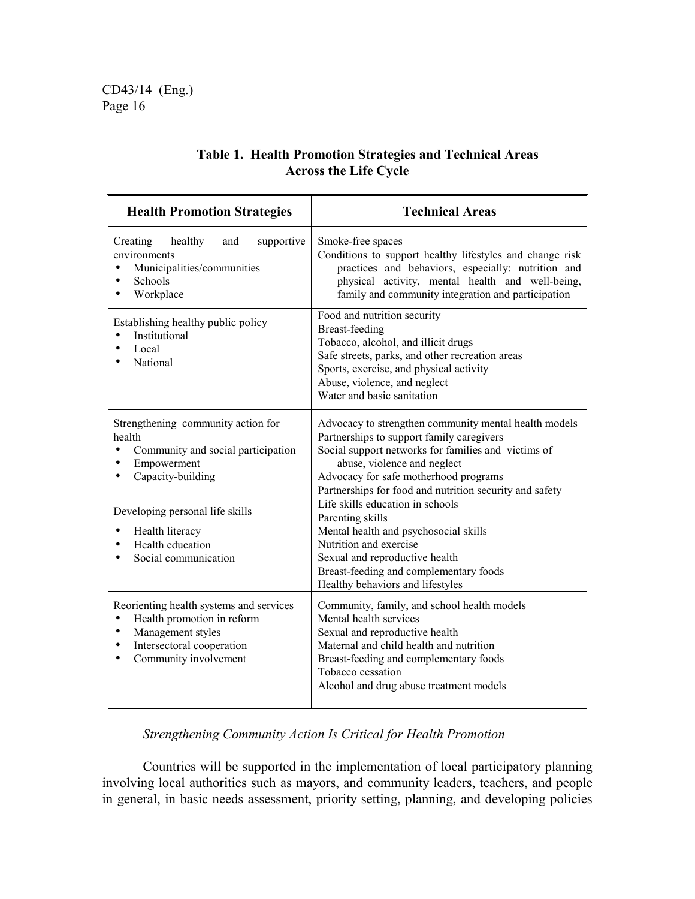**Table 1. Health Promotion Strategies and Technical Areas Across the Life Cycle**

| Health Promotion Strategies | Technical Areas |
|---|---|
| Creating healthy and supportive environments<br>• Municipalities/communities<br>• Schools<br>• Workplace | Smoke-free spaces<br>Conditions to support healthy lifestyles and change risk practices and behaviors, especially: nutrition and physical activity, mental health and well-being, family and community integration and participation |
| Establishing healthy public policy<br>• Institutional<br>• Local<br>• National | Food and nutrition security<br>Breast-feeding<br>Tobacco, alcohol, and illicit drugs<br>Safe streets, parks, and other recreation areas<br>Sports, exercise, and physical activity<br>Abuse, violence, and neglect<br>Water and basic sanitation |
| Strengthening community action for health<br>• Community and social participation<br>• Empowerment<br>• Capacity-building | Advocacy to strengthen community mental health models<br>Partnerships to support family caregivers<br>Social support networks for families and victims of abuse, violence and neglect<br>Advocacy for safe motherhood programs<br>Partnerships for food and nutrition security and safety |
| Developing personal life skills<br>• Health literacy<br>• Health education<br>• Social communication | Life skills education in schools<br>Parenting skills<br>Mental health and psychosocial skills<br>Nutrition and exercise<br>Sexual and reproductive health<br>Breast-feeding and complementary foods<br>Healthy behaviors and lifestyles |
| Reorienting health systems and services<br>• Health promotion in reform<br>• Management styles<br>• Intersectoral cooperation<br>• Community involvement | Community, family, and school health models<br>Mental health services<br>Sexual and reproductive health<br>Maternal and child health and nutrition<br>Breast-feeding and complementary foods<br>Tobacco cessation<br>Alcohol and drug abuse treatment models |

*Strengthening Community Action Is Critical for Health Promotion*

Countries will be supported in the implementation of local participatory planning involving local authorities such as mayors, and community leaders, teachers, and people in general, in basic needs assessment, priority setting, planning, and developing policies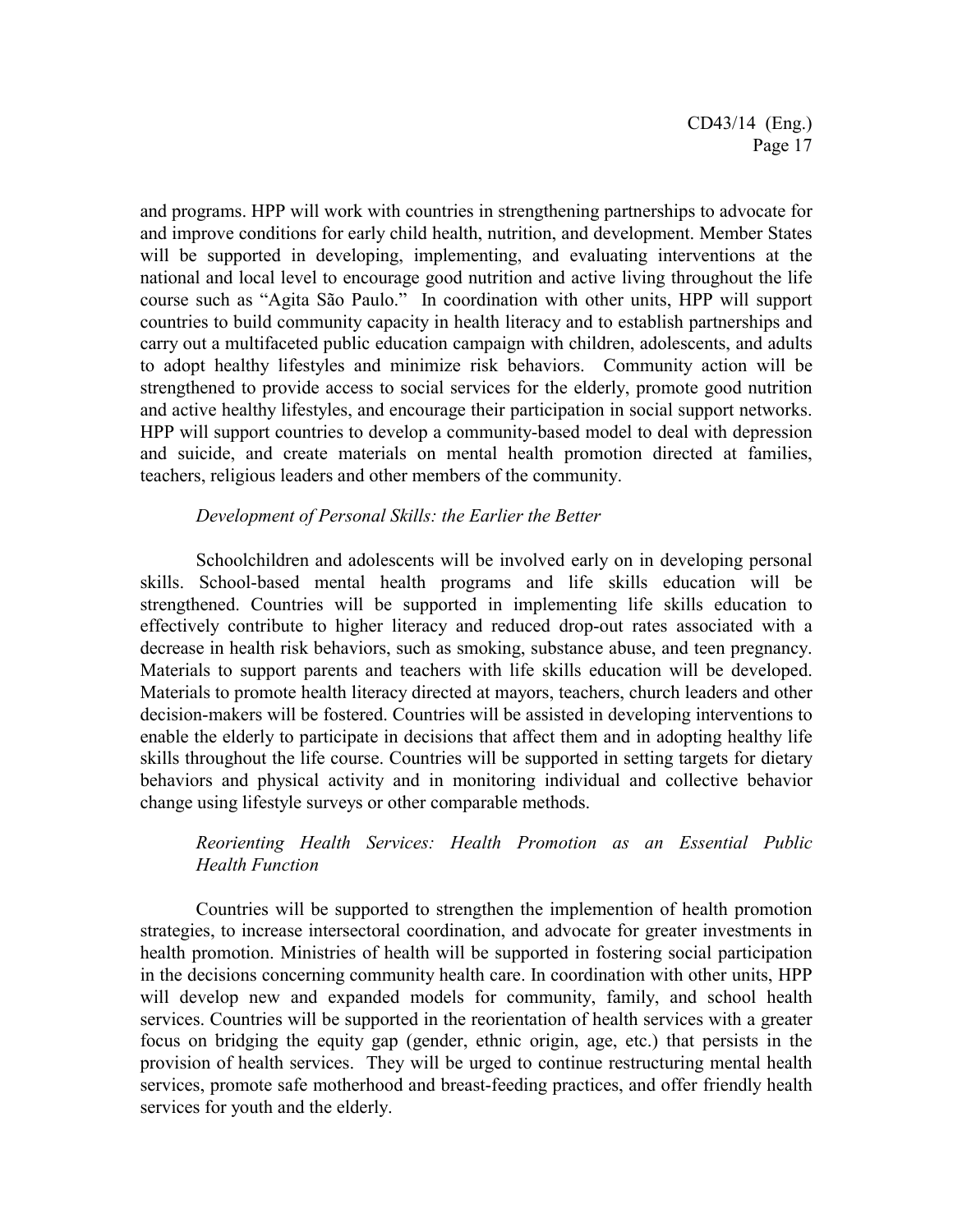and programs. HPP will work with countries in strengthening partnerships to advocate for and improve conditions for early child health, nutrition, and development. Member States will be supported in developing, implementing, and evaluating interventions at the national and local level to encourage good nutrition and active living throughout the life course such as "Agita São Paulo." In coordination with other units, HPP will support countries to build community capacity in health literacy and to establish partnerships and carry out a multifaceted public education campaign with children, adolescents, and adults to adopt healthy lifestyles and minimize risk behaviors. Community action will be strengthened to provide access to social services for the elderly, promote good nutrition and active healthy lifestyles, and encourage their participation in social support networks. HPP will support countries to develop a community-based model to deal with depression and suicide, and create materials on mental health promotion directed at families, teachers, religious leaders and other members of the community.

*Development of Personal Skills: the Earlier the Better*

Schoolchildren and adolescents will be involved early on in developing personal skills. School-based mental health programs and life skills education will be strengthened. Countries will be supported in implementing life skills education to effectively contribute to higher literacy and reduced drop-out rates associated with a decrease in health risk behaviors, such as smoking, substance abuse, and teen pregnancy. Materials to support parents and teachers with life skills education will be developed. Materials to promote health literacy directed at mayors, teachers, church leaders and other decision-makers will be fostered. Countries will be assisted in developing interventions to enable the elderly to participate in decisions that affect them and in adopting healthy life skills throughout the life course. Countries will be supported in setting targets for dietary behaviors and physical activity and in monitoring individual and collective behavior change using lifestyle surveys or other comparable methods.

*Reorienting Health Services: Health Promotion as an Essential Public Health Function*

Countries will be supported to strengthen the implemention of health promotion strategies, to increase intersectoral coordination, and advocate for greater investments in health promotion. Ministries of health will be supported in fostering social participation in the decisions concerning community health care. In coordination with other units, HPP will develop new and expanded models for community, family, and school health services. Countries will be supported in the reorientation of health services with a greater focus on bridging the equity gap (gender, ethnic origin, age, etc.) that persists in the provision of health services. They will be urged to continue restructuring mental health services, promote safe motherhood and breast-feeding practices, and offer friendly health services for youth and the elderly.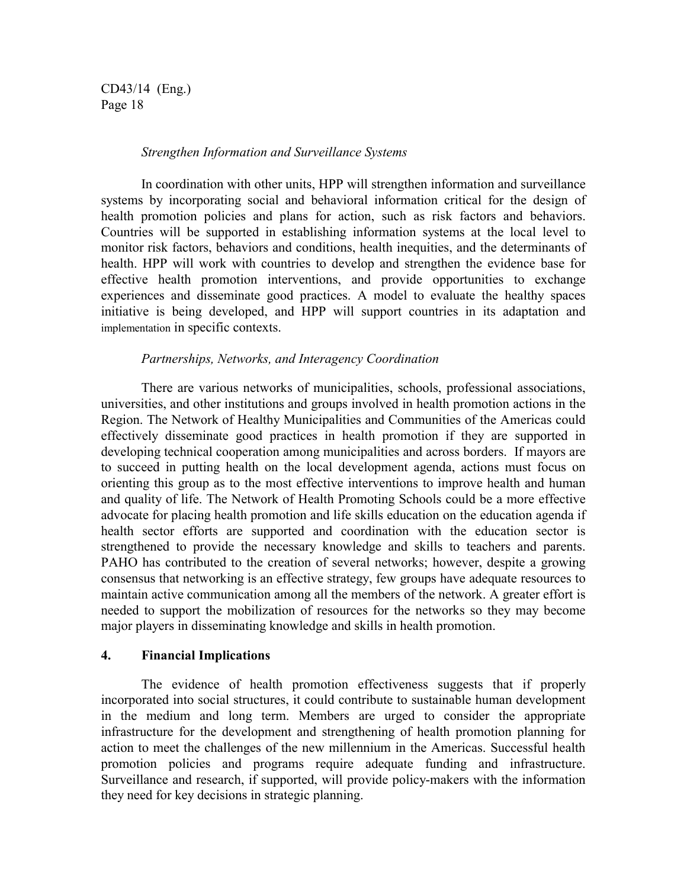*Strengthen Information and Surveillance Systems*

In coordination with other units, HPP will strengthen information and surveillance systems by incorporating social and behavioral information critical for the design of health promotion policies and plans for action, such as risk factors and behaviors. Countries will be supported in establishing information systems at the local level to monitor risk factors, behaviors and conditions, health inequities, and the determinants of health. HPP will work with countries to develop and strengthen the evidence base for effective health promotion interventions, and provide opportunities to exchange experiences and disseminate good practices. A model to evaluate the healthy spaces initiative is being developed, and HPP will support countries in its adaptation and implementation in specific contexts.

*Partnerships, Networks, and Interagency Coordination*

There are various networks of municipalities, schools, professional associations, universities, and other institutions and groups involved in health promotion actions in the Region. The Network of Healthy Municipalities and Communities of the Americas could effectively disseminate good practices in health promotion if they are supported in developing technical cooperation among municipalities and across borders. If mayors are to succeed in putting health on the local development agenda, actions must focus on orienting this group as to the most effective interventions to improve health and human and quality of life. The Network of Health Promoting Schools could be a more effective advocate for placing health promotion and life skills education on the education agenda if health sector efforts are supported and coordination with the education sector is strengthened to provide the necessary knowledge and skills to teachers and parents. PAHO has contributed to the creation of several networks; however, despite a growing consensus that networking is an effective strategy, few groups have adequate resources to maintain active communication among all the members of the network. A greater effort is needed to support the mobilization of resources for the networks so they may become major players in disseminating knowledge and skills in health promotion.

## 4. Financial Implications

The evidence of health promotion effectiveness suggests that if properly incorporated into social structures, it could contribute to sustainable human development in the medium and long term. Members are urged to consider the appropriate infrastructure for the development and strengthening of health promotion planning for action to meet the challenges of the new millennium in the Americas. Successful health promotion policies and programs require adequate funding and infrastructure. Surveillance and research, if supported, will provide policy-makers with the information they need for key decisions in strategic planning.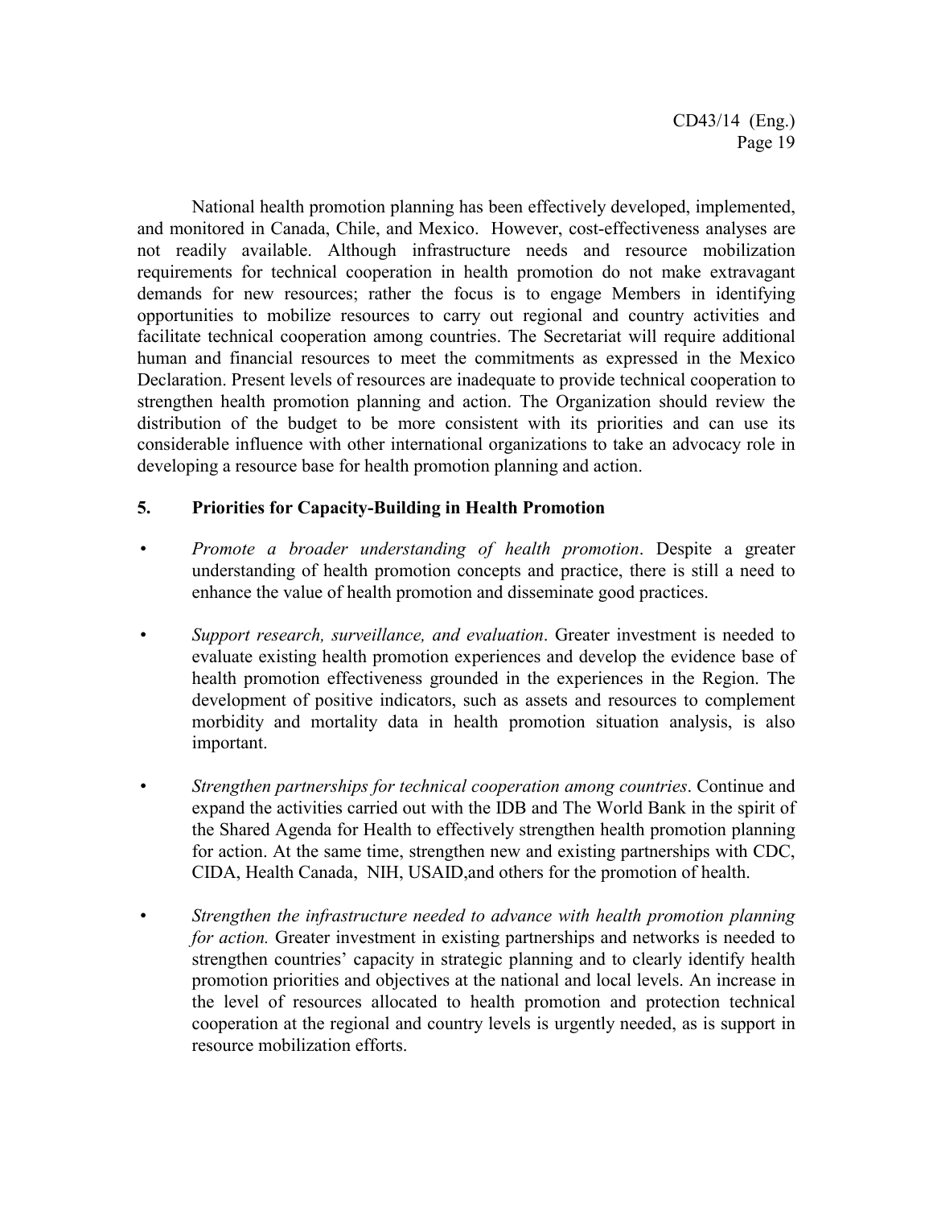National health promotion planning has been effectively developed, implemented, and monitored in Canada, Chile, and Mexico. However, cost-effectiveness analyses are not readily available. Although infrastructure needs and resource mobilization requirements for technical cooperation in health promotion do not make extravagant demands for new resources; rather the focus is to engage Members in identifying opportunities to mobilize resources to carry out regional and country activities and facilitate technical cooperation among countries. The Secretariat will require additional human and financial resources to meet the commitments as expressed in the Mexico Declaration. Present levels of resources are inadequate to provide technical cooperation to strengthen health promotion planning and action. The Organization should review the distribution of the budget to be more consistent with its priorities and can use its considerable influence with other international organizations to take an advocacy role in developing a resource base for health promotion planning and action.

## 5. Priorities for Capacity-Building in Health Promotion

- *Promote a broader understanding of health promotion*. Despite a greater understanding of health promotion concepts and practice, there is still a need to enhance the value of health promotion and disseminate good practices.

- *Support research, surveillance, and evaluation*. Greater investment is needed to evaluate existing health promotion experiences and develop the evidence base of health promotion effectiveness grounded in the experiences in the Region. The development of positive indicators, such as assets and resources to complement morbidity and mortality data in health promotion situation analysis, is also important.

- *Strengthen partnerships for technical cooperation among countries*. Continue and expand the activities carried out with the IDB and The World Bank in the spirit of the Shared Agenda for Health to effectively strengthen health promotion planning for action. At the same time, strengthen new and existing partnerships with CDC, CIDA, Health Canada, NIH, USAID,and others for the promotion of health.

- *Strengthen the infrastructure needed to advance with health promotion planning for action.* Greater investment in existing partnerships and networks is needed to strengthen countries' capacity in strategic planning and to clearly identify health promotion priorities and objectives at the national and local levels. An increase in the level of resources allocated to health promotion and protection technical cooperation at the regional and country levels is urgently needed, as is support in resource mobilization efforts.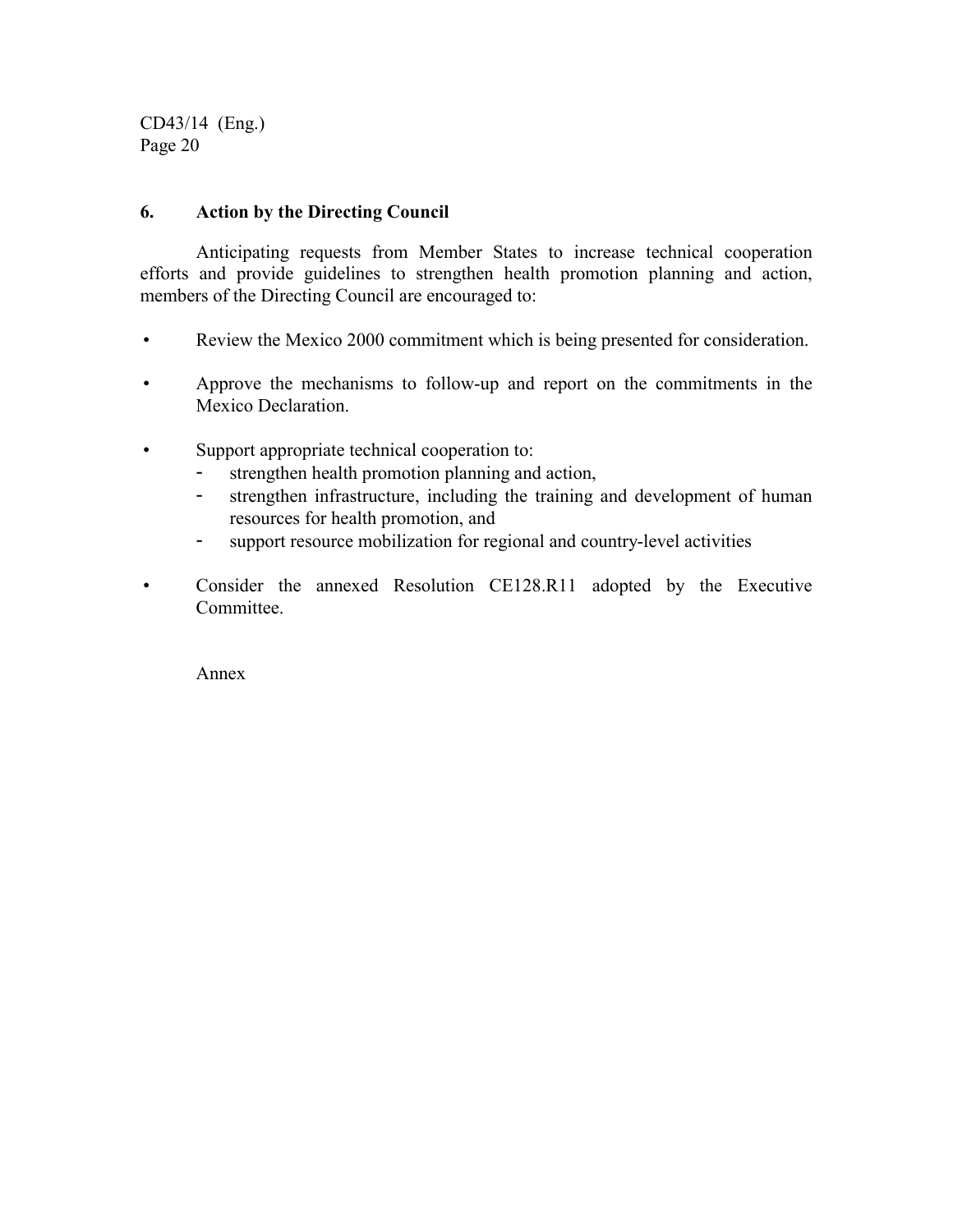## 6. Action by the Directing Council

Anticipating requests from Member States to increase technical cooperation efforts and provide guidelines to strengthen health promotion planning and action, members of the Directing Council are encouraged to:

- Review the Mexico 2000 commitment which is being presented for consideration.
- Approve the mechanisms to follow-up and report on the commitments in the Mexico Declaration.
- Support appropriate technical cooperation to:
  - strengthen health promotion planning and action,
  - strengthen infrastructure, including the training and development of human resources for health promotion, and
  - support resource mobilization for regional and country-level activities
- Consider the annexed Resolution CE128.R11 adopted by the Executive Committee.

Annex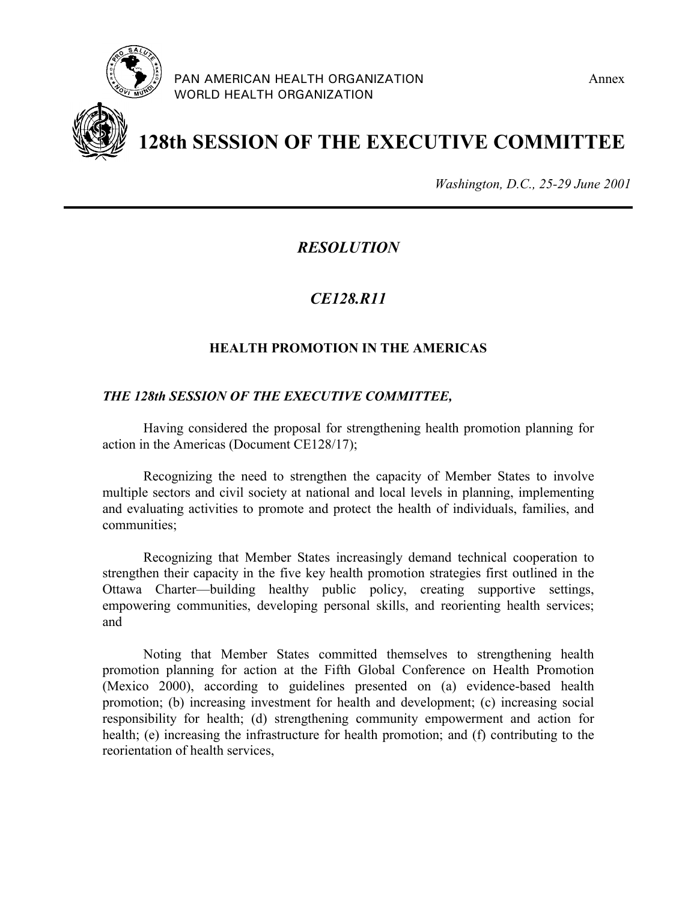PAN AMERICAN HEALTH ORGANIZATION
WORLD HEALTH ORGANIZATION

Annex

# 128th SESSION OF THE EXECUTIVE COMMITTEE

*Washington, D.C., 25-29 June 2001*

## *RESOLUTION*

## *CE128.R11*

### HEALTH PROMOTION IN THE AMERICAS

***THE 128th SESSION OF THE EXECUTIVE COMMITTEE,***

Having considered the proposal for strengthening health promotion planning for action in the Americas (Document CE128/17);

Recognizing the need to strengthen the capacity of Member States to involve multiple sectors and civil society at national and local levels in planning, implementing and evaluating activities to promote and protect the health of individuals, families, and communities;

Recognizing that Member States increasingly demand technical cooperation to strengthen their capacity in the five key health promotion strategies first outlined in the Ottawa Charter—building healthy public policy, creating supportive settings, empowering communities, developing personal skills, and reorienting health services; and

Noting that Member States committed themselves to strengthening health promotion planning for action at the Fifth Global Conference on Health Promotion (Mexico 2000), according to guidelines presented on (a) evidence-based health promotion; (b) increasing investment for health and development; (c) increasing social responsibility for health; (d) strengthening community empowerment and action for health; (e) increasing the infrastructure for health promotion; and (f) contributing to the reorientation of health services,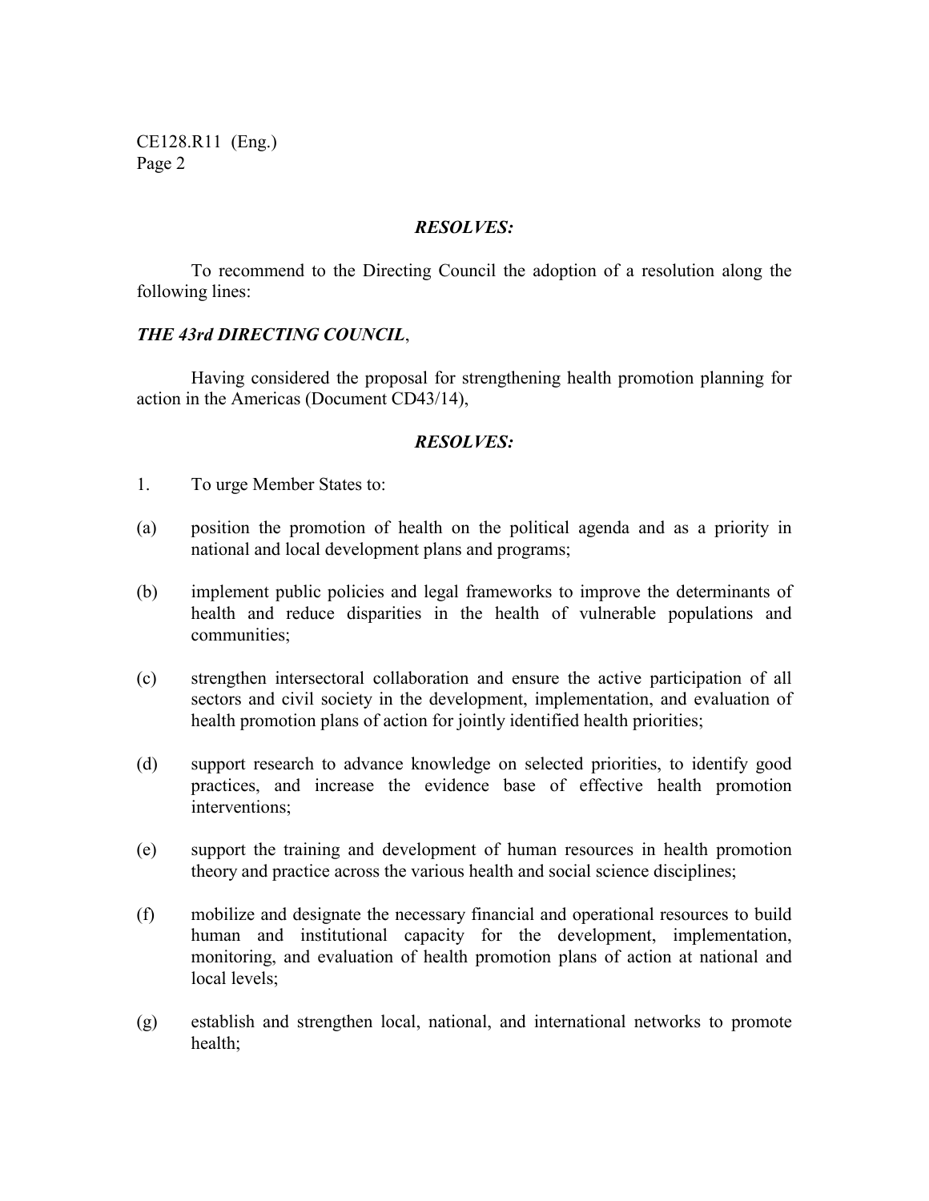***RESOLVES:***

To recommend to the Directing Council the adoption of a resolution along the following lines:

***THE 43rd DIRECTING COUNCIL***,

Having considered the proposal for strengthening health promotion planning for action in the Americas (Document CD43/14),

***RESOLVES:***

1. To urge Member States to:

(a) position the promotion of health on the political agenda and as a priority in national and local development plans and programs;

(b) implement public policies and legal frameworks to improve the determinants of health and reduce disparities in the health of vulnerable populations and communities;

(c) strengthen intersectoral collaboration and ensure the active participation of all sectors and civil society in the development, implementation, and evaluation of health promotion plans of action for jointly identified health priorities;

(d) support research to advance knowledge on selected priorities, to identify good practices, and increase the evidence base of effective health promotion interventions;

(e) support the training and development of human resources in health promotion theory and practice across the various health and social science disciplines;

(f) mobilize and designate the necessary financial and operational resources to build human and institutional capacity for the development, implementation, monitoring, and evaluation of health promotion plans of action at national and local levels;

(g) establish and strengthen local, national, and international networks to promote health;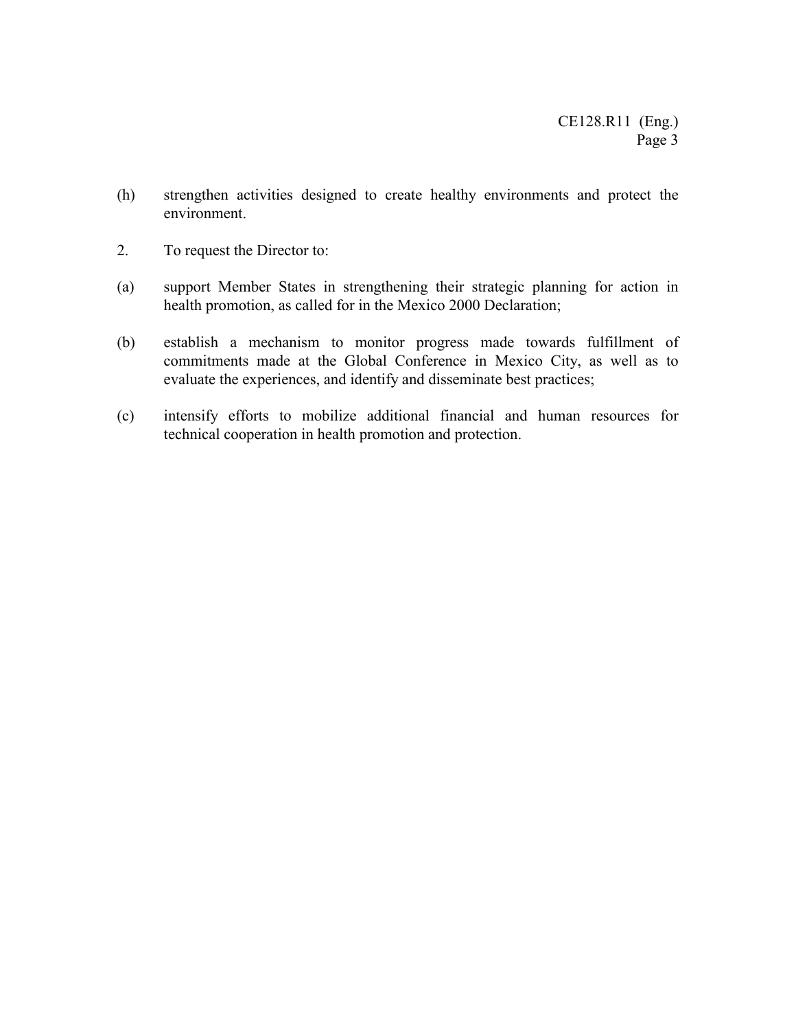(h) strengthen activities designed to create healthy environments and protect the environment.

2. To request the Director to:

(a) support Member States in strengthening their strategic planning for action in health promotion, as called for in the Mexico 2000 Declaration;

(b) establish a mechanism to monitor progress made towards fulfillment of commitments made at the Global Conference in Mexico City, as well as to evaluate the experiences, and identify and disseminate best practices;

(c) intensify efforts to mobilize additional financial and human resources for technical cooperation in health promotion and protection.